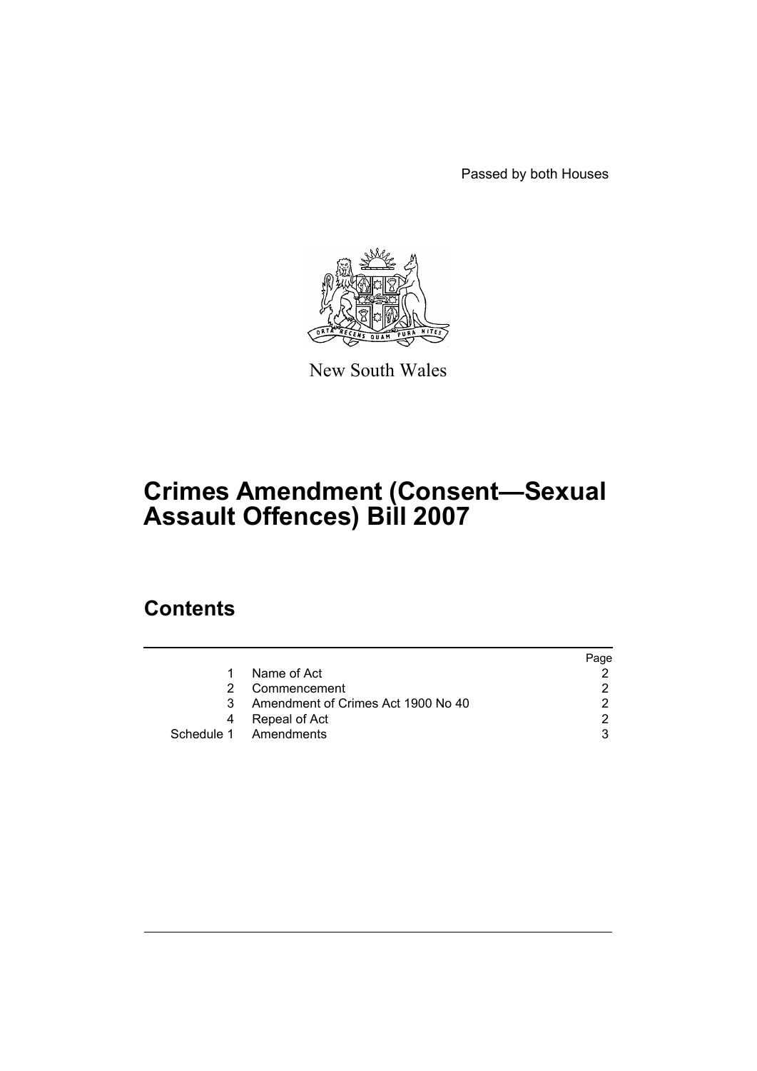Passed by both Houses

New South Wales

# Crimes Amendment (Consent—Sexual Assault Offences) Bill 2007

## Contents

| | | Page |
|---|---|---|
| 1 | Name of Act | 2 |
| 2 | Commencement | 2 |
| 3 | Amendment of Crimes Act 1900 No 40 | 2 |
| 4 | Repeal of Act | 2 |
| Schedule 1 | Amendments | 3 |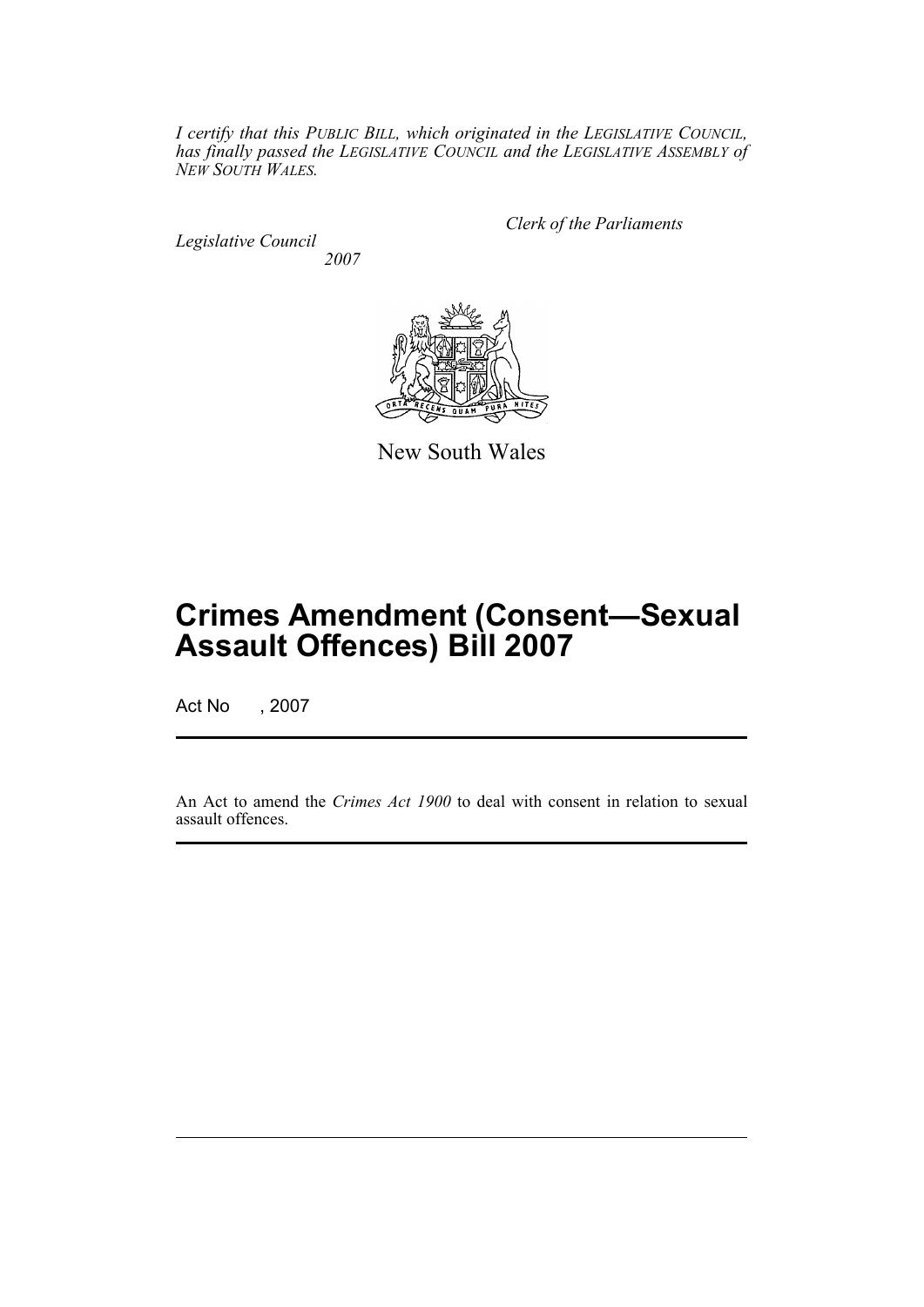*I certify that this PUBLIC BILL, which originated in the LEGISLATIVE COUNCIL, has finally passed the LEGISLATIVE COUNCIL and the LEGISLATIVE ASSEMBLY of NEW SOUTH WALES.*

*Clerk of the Parliaments*

*Legislative Council*

*2007*

New South Wales

# Crimes Amendment (Consent—Sexual Assault Offences) Bill 2007

Act No , 2007

An Act to amend the *Crimes Act 1900* to deal with consent in relation to sexual assault offences.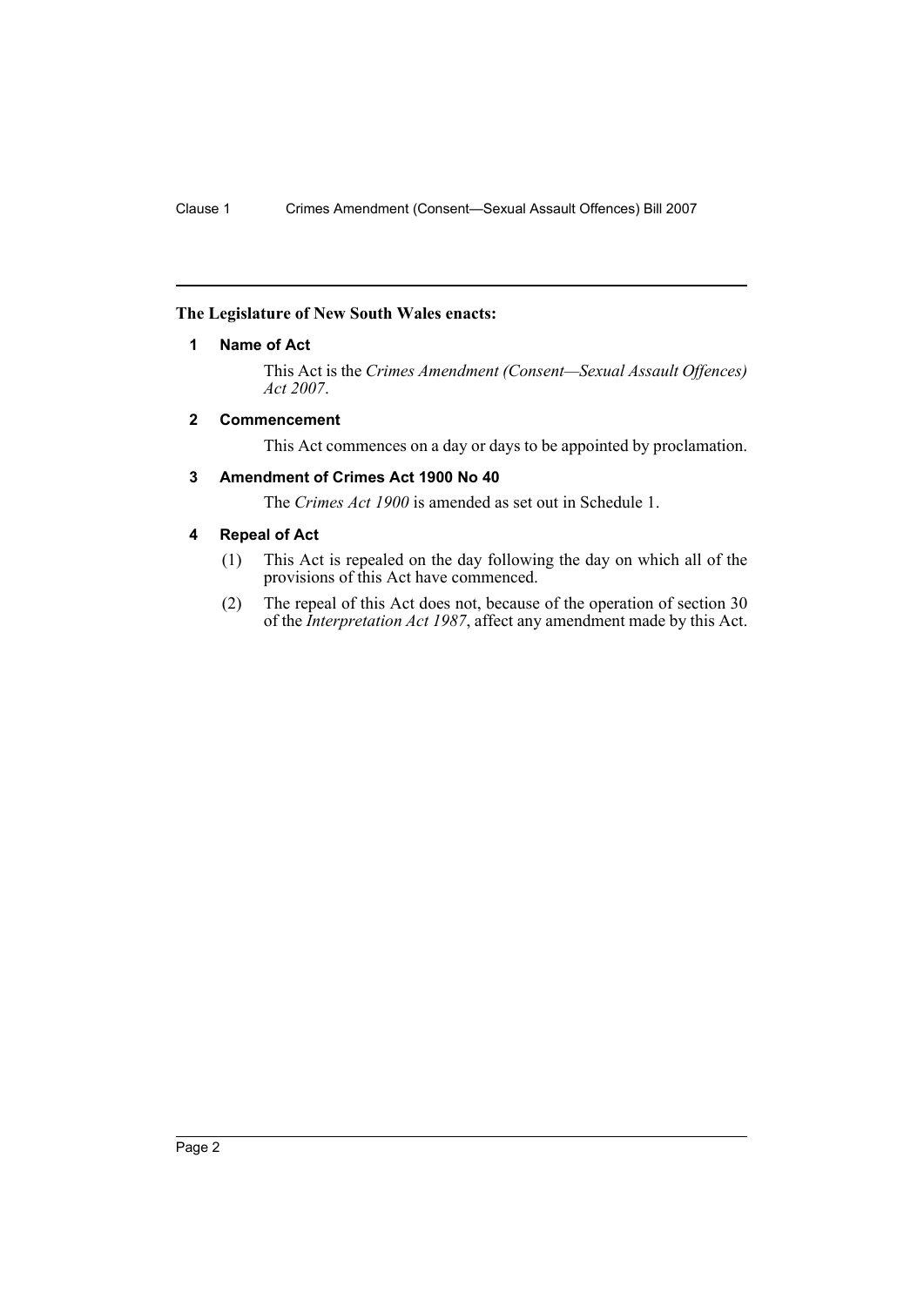**The Legislature of New South Wales enacts:**

### 1 Name of Act

This Act is the *Crimes Amendment (Consent—Sexual Assault Offences) Act 2007*.

### 2 Commencement

This Act commences on a day or days to be appointed by proclamation.

### 3 Amendment of Crimes Act 1900 No 40

The *Crimes Act 1900* is amended as set out in Schedule 1.

### 4 Repeal of Act

(1) This Act is repealed on the day following the day on which all of the provisions of this Act have commenced.

(2) The repeal of this Act does not, because of the operation of section 30 of the *Interpretation Act 1987*, affect any amendment made by this Act.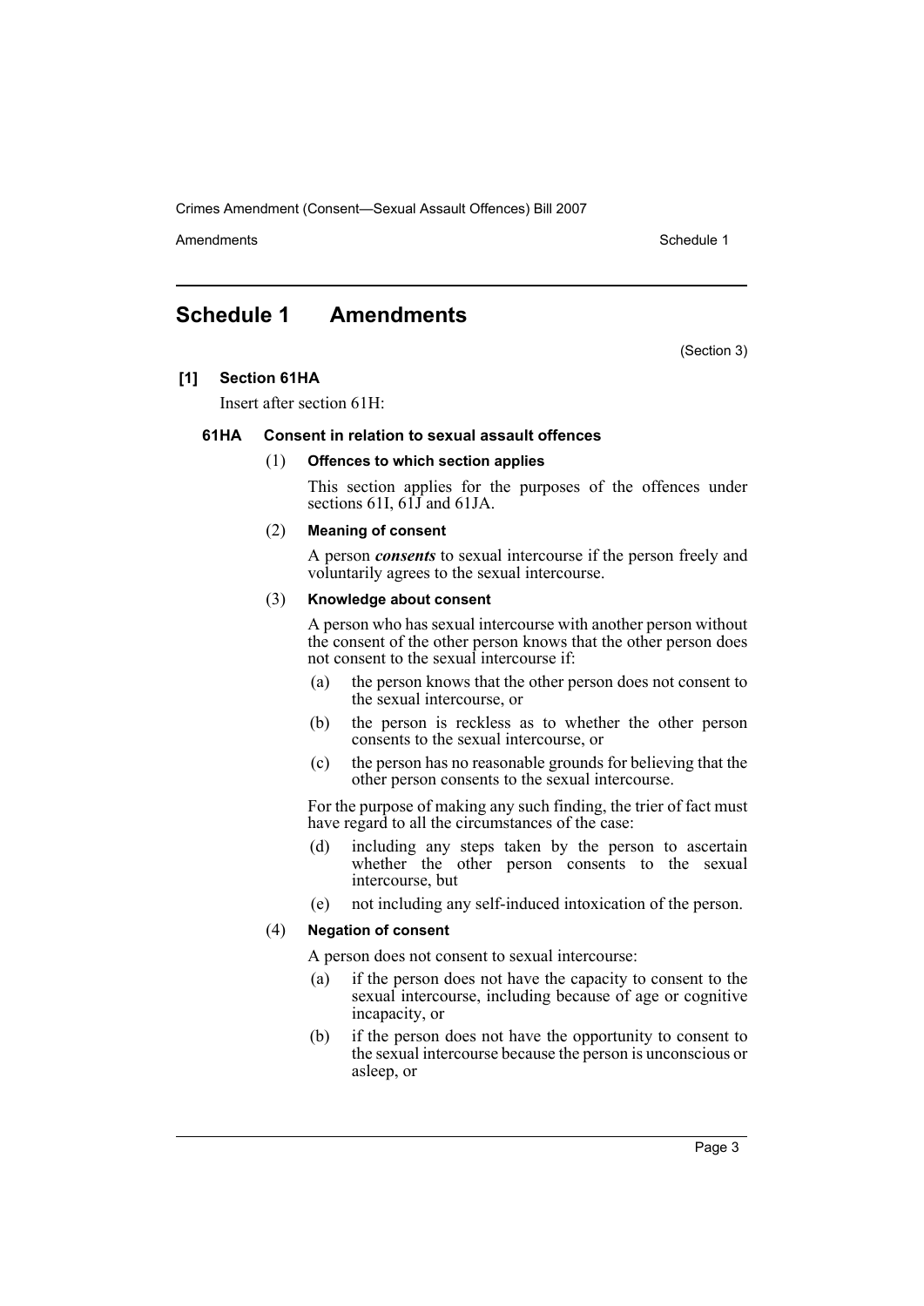# Schedule 1 Amendments

(Section 3)

**[1] Section 61HA**

Insert after section 61H:

**61HA Consent in relation to sexual assault offences**

(1) **Offences to which section applies**

This section applies for the purposes of the offences under sections 61I, 61J and 61JA.

(2) **Meaning of consent**

A person ***consents*** to sexual intercourse if the person freely and voluntarily agrees to the sexual intercourse.

(3) **Knowledge about consent**

A person who has sexual intercourse with another person without the consent of the other person knows that the other person does not consent to the sexual intercourse if:

- (a) the person knows that the other person does not consent to the sexual intercourse, or
- (b) the person is reckless as to whether the other person consents to the sexual intercourse, or
- (c) the person has no reasonable grounds for believing that the other person consents to the sexual intercourse.

For the purpose of making any such finding, the trier of fact must have regard to all the circumstances of the case:

- (d) including any steps taken by the person to ascertain whether the other person consents to the sexual intercourse, but
- (e) not including any self-induced intoxication of the person.

(4) **Negation of consent**

A person does not consent to sexual intercourse:

- (a) if the person does not have the capacity to consent to the sexual intercourse, including because of age or cognitive incapacity, or
- (b) if the person does not have the opportunity to consent to the sexual intercourse because the person is unconscious or asleep, or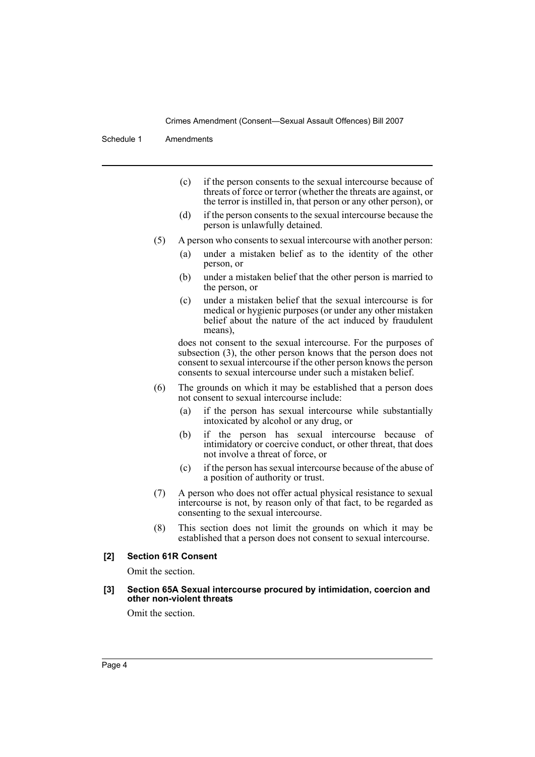(c) if the person consents to the sexual intercourse because of threats of force or terror (whether the threats are against, or the terror is instilled in, that person or any other person), or

(d) if the person consents to the sexual intercourse because the person is unlawfully detained.

(5) A person who consents to sexual intercourse with another person:

(a) under a mistaken belief as to the identity of the other person, or

(b) under a mistaken belief that the other person is married to the person, or

(c) under a mistaken belief that the sexual intercourse is for medical or hygienic purposes (or under any other mistaken belief about the nature of the act induced by fraudulent means),

does not consent to the sexual intercourse. For the purposes of subsection (3), the other person knows that the person does not consent to sexual intercourse if the other person knows the person consents to sexual intercourse under such a mistaken belief.

(6) The grounds on which it may be established that a person does not consent to sexual intercourse include:

(a) if the person has sexual intercourse while substantially intoxicated by alcohol or any drug, or

(b) if the person has sexual intercourse because of intimidatory or coercive conduct, or other threat, that does not involve a threat of force, or

(c) if the person has sexual intercourse because of the abuse of a position of authority or trust.

(7) A person who does not offer actual physical resistance to sexual intercourse is not, by reason only of that fact, to be regarded as consenting to the sexual intercourse.

(8) This section does not limit the grounds on which it may be established that a person does not consent to sexual intercourse.

**[2] Section 61R Consent**

Omit the section.

**[3] Section 65A Sexual intercourse procured by intimidation, coercion and other non-violent threats**

Omit the section.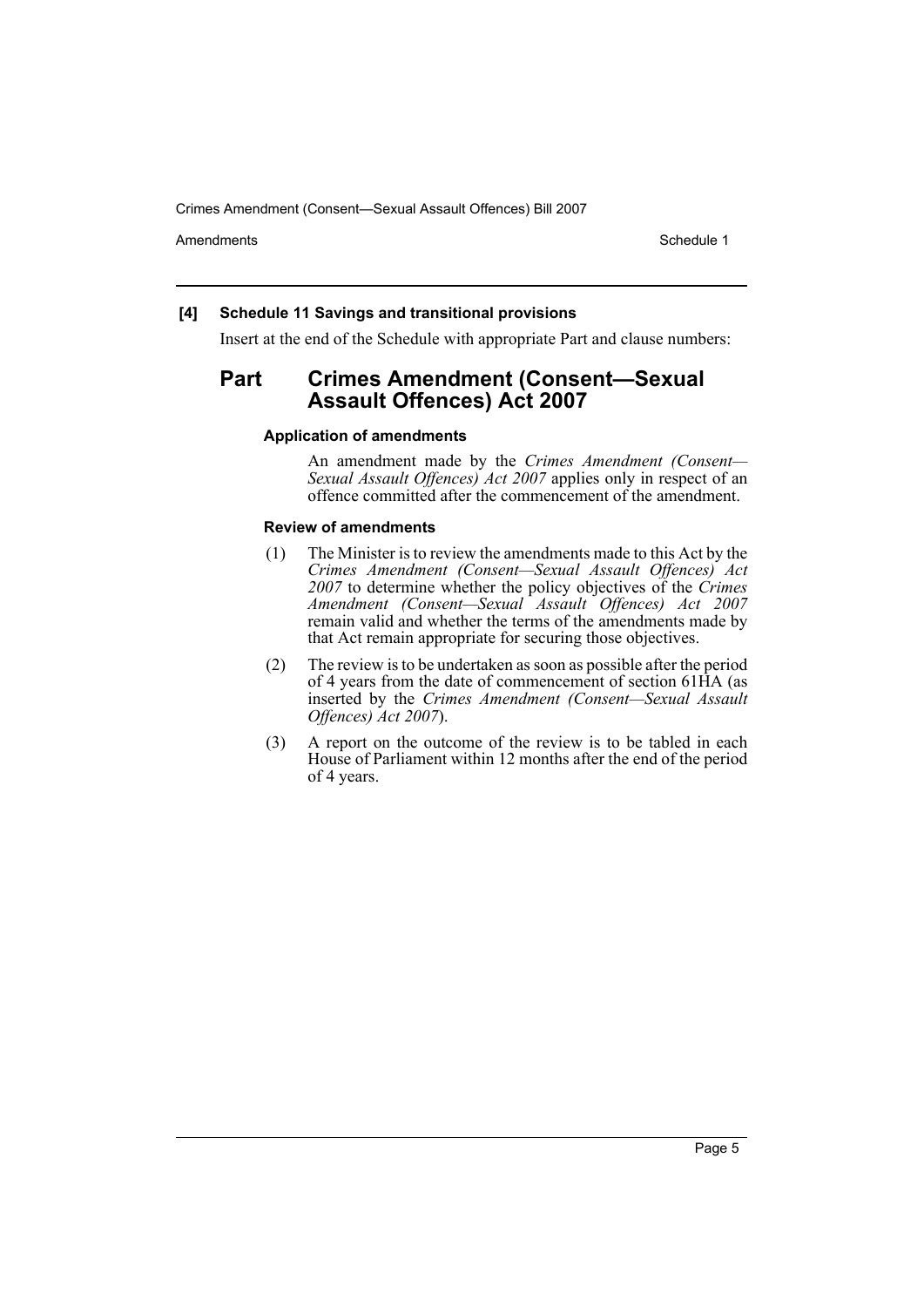**[4] Schedule 11 Savings and transitional provisions**

Insert at the end of the Schedule with appropriate Part and clause numbers:

## Part Crimes Amendment (Consent—Sexual Assault Offences) Act 2007

**Application of amendments**

An amendment made by the *Crimes Amendment (Consent—Sexual Assault Offences) Act 2007* applies only in respect of an offence committed after the commencement of the amendment.

**Review of amendments**

(1) The Minister is to review the amendments made to this Act by the *Crimes Amendment (Consent—Sexual Assault Offences) Act 2007* to determine whether the policy objectives of the *Crimes Amendment (Consent—Sexual Assault Offences) Act 2007* remain valid and whether the terms of the amendments made by that Act remain appropriate for securing those objectives.

(2) The review is to be undertaken as soon as possible after the period of 4 years from the date of commencement of section 61HA (as inserted by the *Crimes Amendment (Consent—Sexual Assault Offences) Act 2007*).

(3) A report on the outcome of the review is to be tabled in each House of Parliament within 12 months after the end of the period of 4 years.